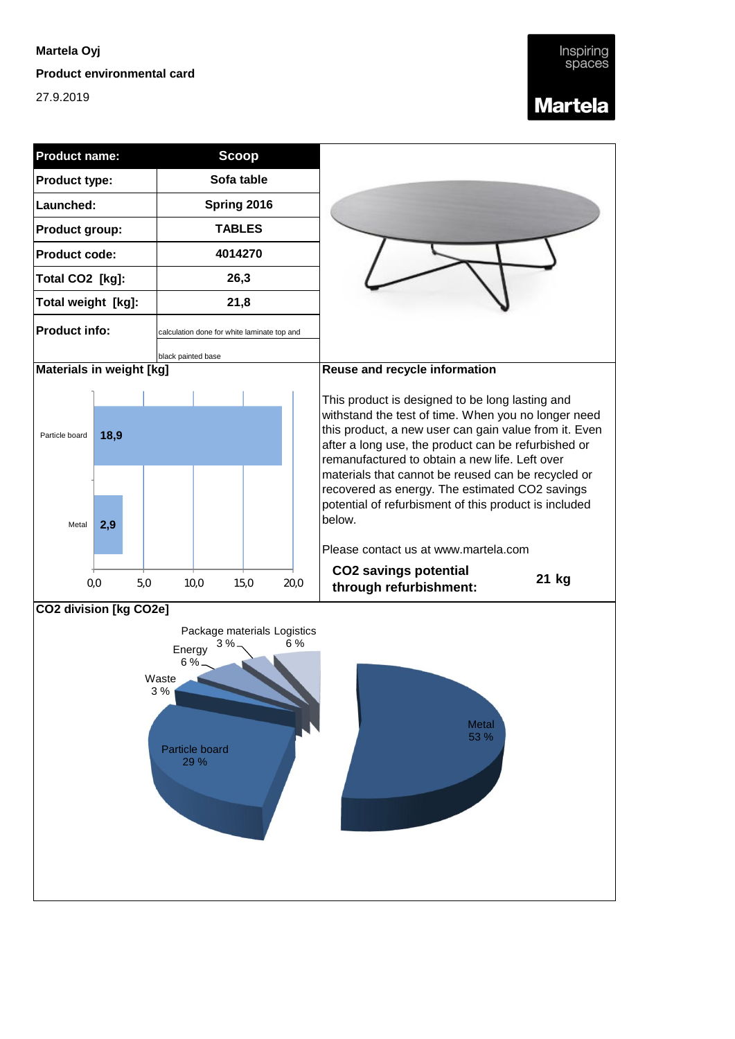**Martela Oyj**

**Product environmental card**

27.9.2019

Inspiring spaces

**Martela**

| **Product name:** | **Scoop** |
|---|---|
| **Product type:** | **Sofa table** |
| **Launched:** | **Spring 2016** |
| **Product group:** | **TABLES** |
| **Product code:** | **4014270** |
| **Total $CO_2$ [kg]:** | **26,3** |
| **Total weight [kg]:** | **21,8** |
| **Product info:** | calculation done for white laminate top and black painted base |

**Materials in weight [kg]**

| Material | Weight [kg] |
|---|---|
| Particle board | 18,9 |
| Metal | 2,9 |

**Reuse and recycle information**

This product is designed to be long lasting and withstand the test of time. When you no longer need this product, a new user can gain value from it. Even after a long use, the product can be refurbished or remanufactured to obtain a new life. Left over materials that cannot be reused can be recycled or recovered as energy. The estimated $CO_2$ savings potential of refurbishment of this product is included below.

Please contact us at www.martela.com

**$CO_2$ savings potential through refurbishment:** **21 kg**

**$CO_2$ division [kg $CO_2$e]**

| Category | Share |
|---|---|
| Metal | 53 % |
| Particle board | 29 % |
| Waste | 3 % |
| Energy | 6 % |
| Package materials | 3 % |
| Logistics | 6 % |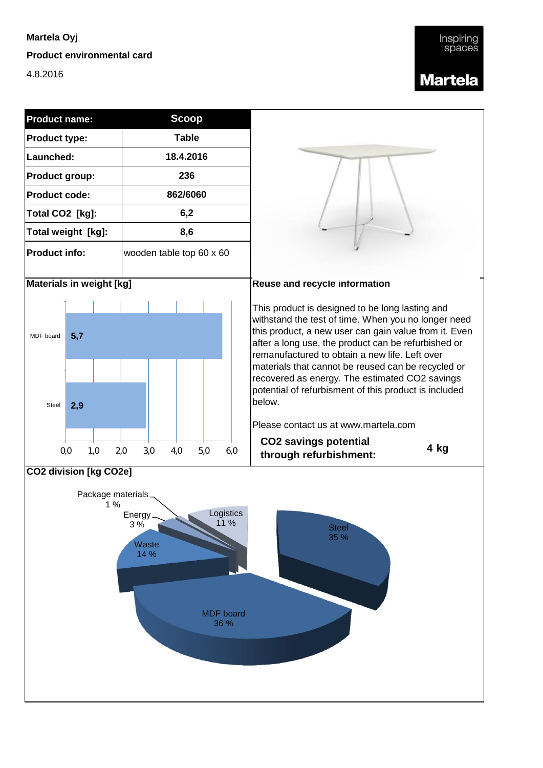**Martela Oyj**

**Product environmental card**

4.8.2016

Inspiring spaces

**Martela**

| **Product name:** | **Scoop** |
|---|---|
| **Product type:** | **Table** |
| **Launched:** | **18.4.2016** |
| **Product group:** | **236** |
| **Product code:** | **862/6060** |
| **Total CO2 [kg]:** | **6,2** |
| **Total weight [kg]:** | **8,6** |
| **Product info:** | wooden table top 60 x 60 |

**Materials in weight [kg]**

| Material | Weight [kg] |
|---|---|
| MDF board | 5,7 |
| Steel | 2,9 |

**Reuse and recycle information**

This product is designed to be long lasting and withstand the test of time. When you no longer need this product, a new user can gain value from it. Even after a long use, the product can be refurbished or remanufactured to obtain a new life. Left over materials that cannot be reused can be recycled or recovered as energy. The estimated CO2 savings potential of refurbishment of this product is included below.

Please contact us at www.martela.com

**CO2 savings potential through refurbishment:** **4 kg**

**CO2 division [kg CO2e]**

| Category | Share |
|---|---|
| Steel | 35 % |
| MDF board | 36 % |
| Waste | 14 % |
| Energy | 3 % |
| Package materials | 1 % |
| Logistics | 11 % |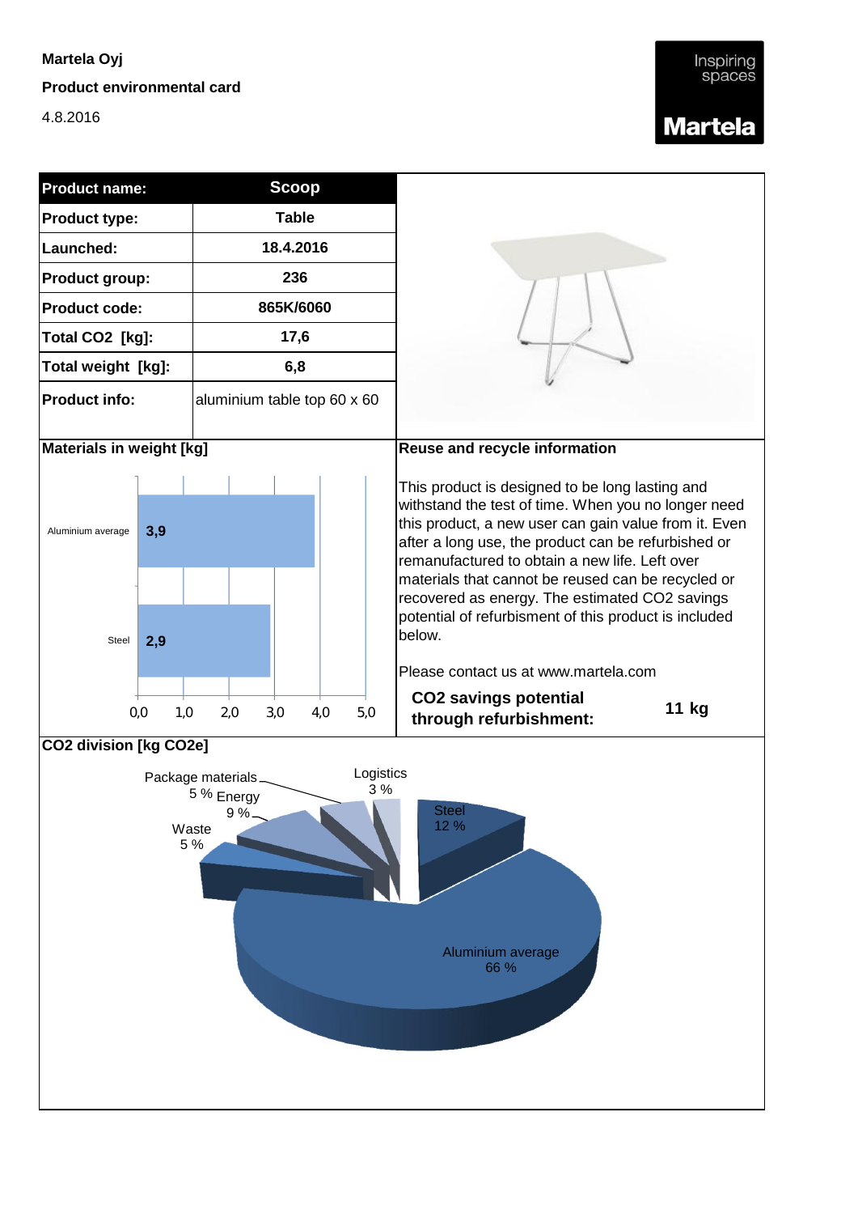**Martela Oyj**

**Product environmental card**

4.8.2016

Inspiring spaces

Martela

| | |
|---|---|
| **Product name:** | **Scoop** |
| **Product type:** | **Table** |
| **Launched:** | **18.4.2016** |
| **Product group:** | **236** |
| **Product code:** | **865K/6060** |
| **Total CO2 [kg]:** | **17,6** |
| **Total weight [kg]:** | **6,8** |
| **Product info:** | aluminium table top 60 x 60 |

## Materials in weight [kg]

Aluminium average 3,9

Steel 2,9

0,0 1,0 2,0 3,0 4,0 5,0

## Reuse and recycle information

This product is designed to be long lasting and withstand the test of time. When you no longer need this product, a new user can gain value from it. Even after a long use, the product can be refurbished or remanufactured to obtain a new life. Left over materials that cannot be reused can be recycled or recovered as energy. The estimated CO2 savings potential of refurbishment of this product is included below.

Please contact us at www.martela.com

**CO2 savings potential through refurbishment:** **11 kg**

## CO2 division [kg CO2e]

Package materials 5 %

Energy 9 %

Logistics 3 %

Waste 5 %

Steel 12 %

Aluminium average 66 %